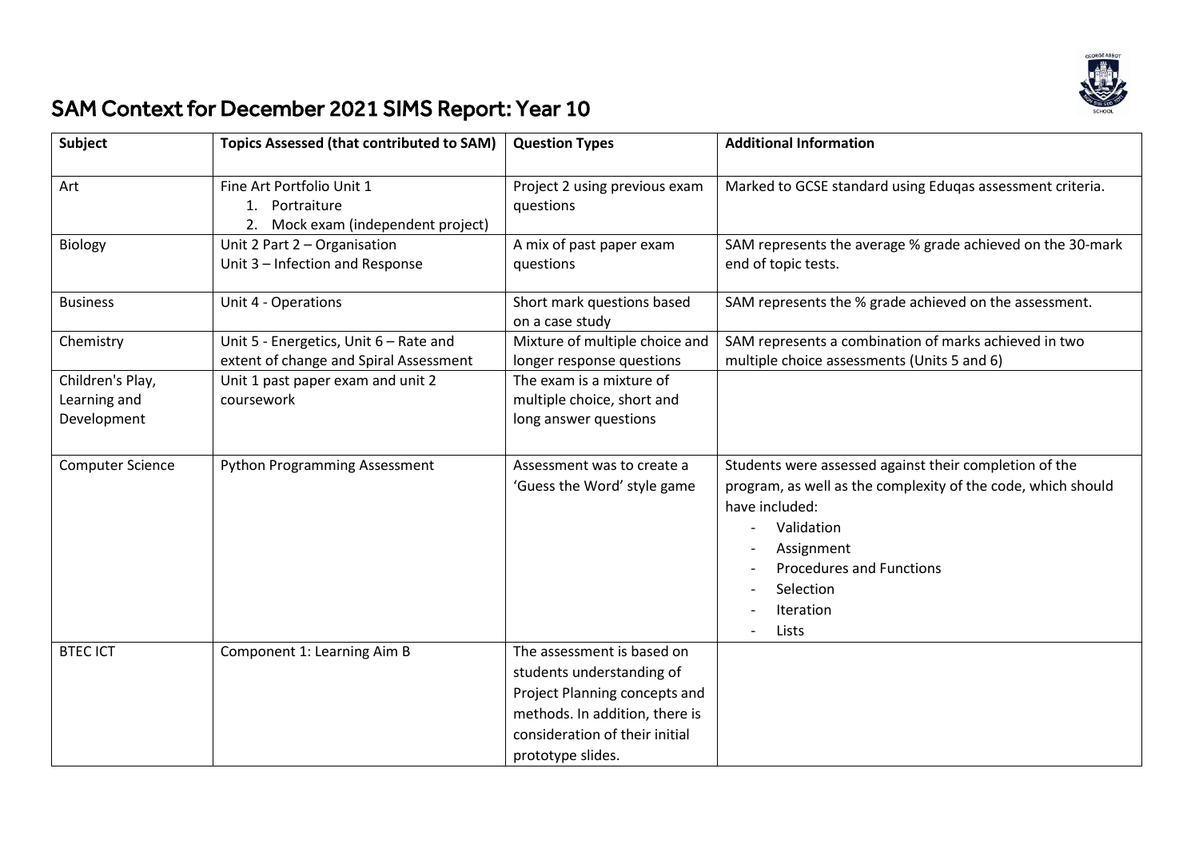# SAM Context for December 2021 SIMS Report: Year 10

| Subject | Topics Assessed (that contributed to SAM) | Question Types | Additional Information |
|---|---|---|---|
| Art | Fine Art Portfolio Unit 1<br>1. Portraiture<br>2. Mock exam (independent project) | Project 2 using previous exam questions | Marked to GCSE standard using Eduqas assessment criteria. |
| Biology | Unit 2 Part 2 – Organisation<br>Unit 3 – Infection and Response | A mix of past paper exam questions | SAM represents the average % grade achieved on the 30-mark end of topic tests. |
| Business | Unit 4 - Operations | Short mark questions based on a case study | SAM represents the % grade achieved on the assessment. |
| Chemistry | Unit 5 - Energetics, Unit 6 – Rate and extent of change and Spiral Assessment | Mixture of multiple choice and longer response questions | SAM represents a combination of marks achieved in two multiple choice assessments (Units 5 and 6) |
| Children's Play, Learning and Development | Unit 1 past paper exam and unit 2 coursework | The exam is a mixture of multiple choice, short and long answer questions | |
| Computer Science | Python Programming Assessment | Assessment was to create a 'Guess the Word' style game | Students were assessed against their completion of the program, as well as the complexity of the code, which should have included:<br>- Validation<br>- Assignment<br>- Procedures and Functions<br>- Selection<br>- Iteration<br>- Lists |
| BTEC ICT | Component 1: Learning Aim B | The assessment is based on students understanding of Project Planning concepts and methods. In addition, there is consideration of their initial prototype slides. | |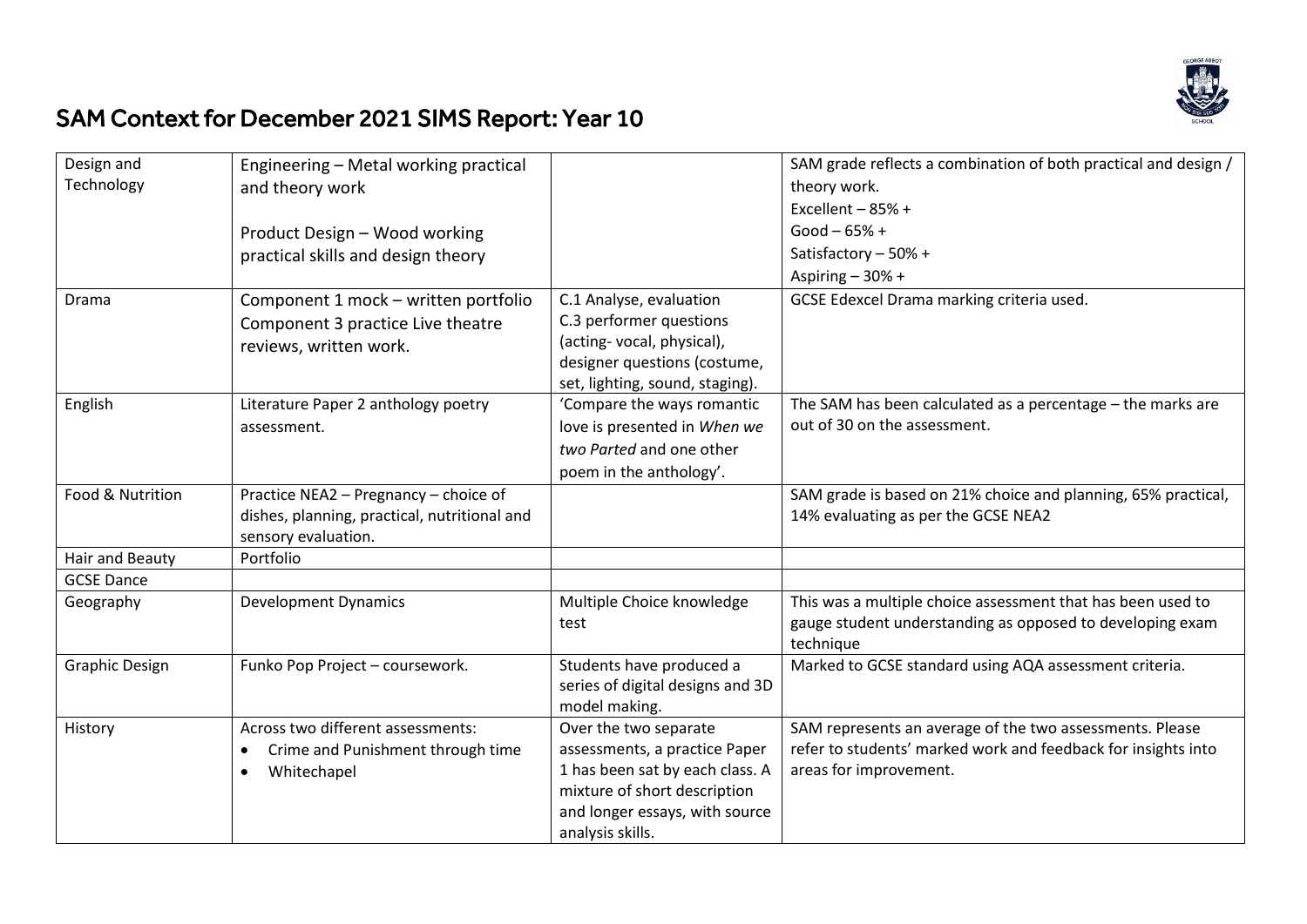# SAM Context for December 2021 SIMS Report: Year 10

| | | | |
|---|---|---|---|
| Design and Technology | Engineering – Metal working practical and theory work<br><br>Product Design – Wood working practical skills and design theory | | SAM grade reflects a combination of both practical and design / theory work.<br>Excellent – 85% +<br>Good – 65% +<br>Satisfactory – 50% +<br>Aspiring – 30% + |
| Drama | Component 1 mock – written portfolio<br>Component 3 practice Live theatre reviews, written work. | C.1 Analyse, evaluation<br>C.3 performer questions (acting- vocal, physical), designer questions (costume, set, lighting, sound, staging). | GCSE Edexcel Drama marking criteria used. |
| English | Literature Paper 2 anthology poetry assessment. | 'Compare the ways romantic love is presented in *When we two Parted* and one other poem in the anthology'. | The SAM has been calculated as a percentage – the marks are out of 30 on the assessment. |
| Food & Nutrition | Practice NEA2 – Pregnancy – choice of dishes, planning, practical, nutritional and sensory evaluation. | | SAM grade is based on 21% choice and planning, 65% practical, 14% evaluating as per the GCSE NEA2 |
| Hair and Beauty | Portfolio | | |
| GCSE Dance | | | |
| Geography | Development Dynamics | Multiple Choice knowledge test | This was a multiple choice assessment that has been used to gauge student understanding as opposed to developing exam technique |
| Graphic Design | Funko Pop Project – coursework. | Students have produced a series of digital designs and 3D model making. | Marked to GCSE standard using AQA assessment criteria. |
| History | Across two different assessments:<br>• Crime and Punishment through time<br>• Whitechapel | Over the two separate assessments, a practice Paper 1 has been sat by each class. A mixture of short description and longer essays, with source analysis skills. | SAM represents an average of the two assessments. Please refer to students' marked work and feedback for insights into areas for improvement. |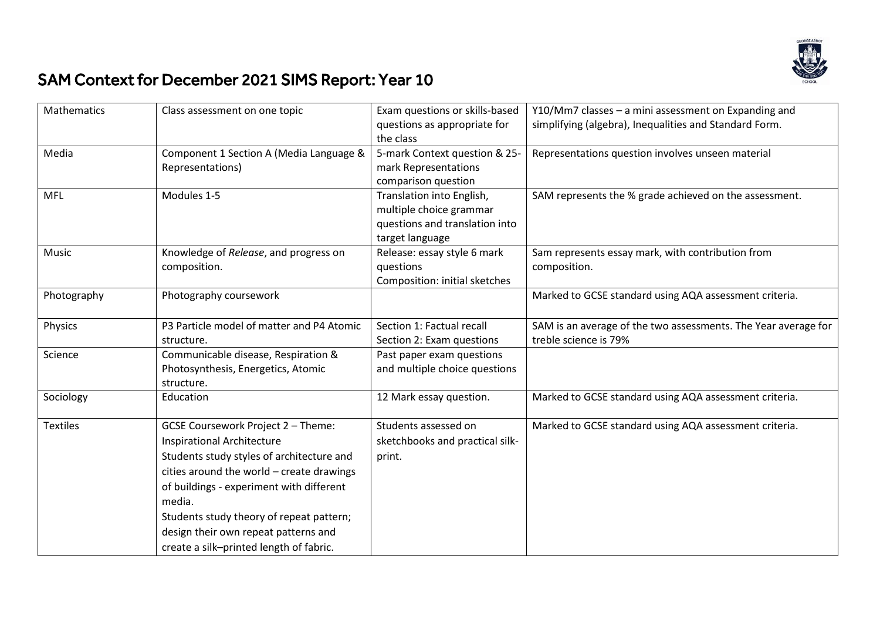# SAM Context for December 2021 SIMS Report: Year 10

| | | | |
|---|---|---|---|
| Mathematics | Class assessment on one topic | Exam questions or skills-based questions as appropriate for the class | Y10/Mm7 classes – a mini assessment on Expanding and simplifying (algebra), Inequalities and Standard Form. |
| Media | Component 1 Section A (Media Language & Representations) | 5-mark Context question & 25-mark Representations comparison question | Representations question involves unseen material |
| MFL | Modules 1-5 | Translation into English, multiple choice grammar questions and translation into target language | SAM represents the % grade achieved on the assessment. |
| Music | Knowledge of *Release*, and progress on composition. | Release: essay style 6 mark questions<br>Composition: initial sketches | Sam represents essay mark, with contribution from composition. |
| Photography | Photography coursework | | Marked to GCSE standard using AQA assessment criteria. |
| Physics | P3 Particle model of matter and P4 Atomic structure. | Section 1: Factual recall<br>Section 2: Exam questions | SAM is an average of the two assessments. The Year average for treble science is 79% |
| Science | Communicable disease, Respiration & Photosynthesis, Energetics, Atomic structure. | Past paper exam questions and multiple choice questions | |
| Sociology | Education | 12 Mark essay question. | Marked to GCSE standard using AQA assessment criteria. |
| Textiles | GCSE Coursework Project 2 – Theme: Inspirational Architecture<br>Students study styles of architecture and cities around the world – create drawings of buildings - experiment with different media.<br>Students study theory of repeat pattern; design their own repeat patterns and create a silk–printed length of fabric. | Students assessed on sketchbooks and practical silk-print. | Marked to GCSE standard using AQA assessment criteria. |